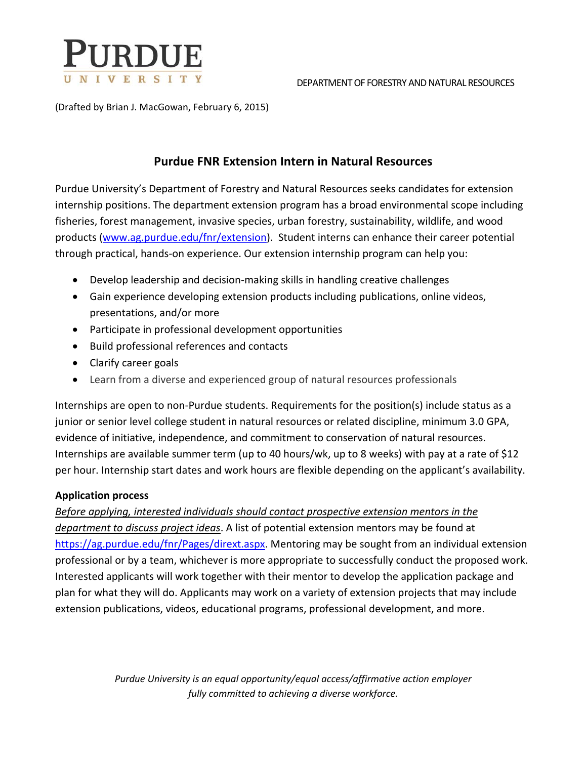PURDUE UNIVERSITY

DEPARTMENT OF FORESTRY AND NATURAL RESOURCES

(Drafted by Brian J. MacGowan, February 6, 2015)

## Purdue FNR Extension Intern in Natural Resources

Purdue University's Department of Forestry and Natural Resources seeks candidates for extension internship positions. The department extension program has a broad environmental scope including fisheries, forest management, invasive species, urban forestry, sustainability, wildlife, and wood products ([www.ag.purdue.edu/fnr/extension](www.ag.purdue.edu/fnr/extension)). Student interns can enhance their career potential through practical, hands-on experience. Our extension internship program can help you:

- Develop leadership and decision-making skills in handling creative challenges
- Gain experience developing extension products including publications, online videos, presentations, and/or more
- Participate in professional development opportunities
- Build professional references and contacts
- Clarify career goals
- Learn from a diverse and experienced group of natural resources professionals

Internships are open to non-Purdue students. Requirements for the position(s) include status as a junior or senior level college student in natural resources or related discipline, minimum 3.0 GPA, evidence of initiative, independence, and commitment to conservation of natural resources. Internships are available summer term (up to 40 hours/wk, up to 8 weeks) with pay at a rate of $12 per hour. Internship start dates and work hours are flexible depending on the applicant's availability.

**Application process**

*Before applying, interested individuals should contact prospective extension mentors in the department to discuss project ideas*. A list of potential extension mentors may be found at [https://ag.purdue.edu/fnr/Pages/dirext.aspx](https://ag.purdue.edu/fnr/Pages/dirext.aspx). Mentoring may be sought from an individual extension professional or by a team, whichever is more appropriate to successfully conduct the proposed work. Interested applicants will work together with their mentor to develop the application package and plan for what they will do. Applicants may work on a variety of extension projects that may include extension publications, videos, educational programs, professional development, and more.

*Purdue University is an equal opportunity/equal access/affirmative action employer fully committed to achieving a diverse workforce.*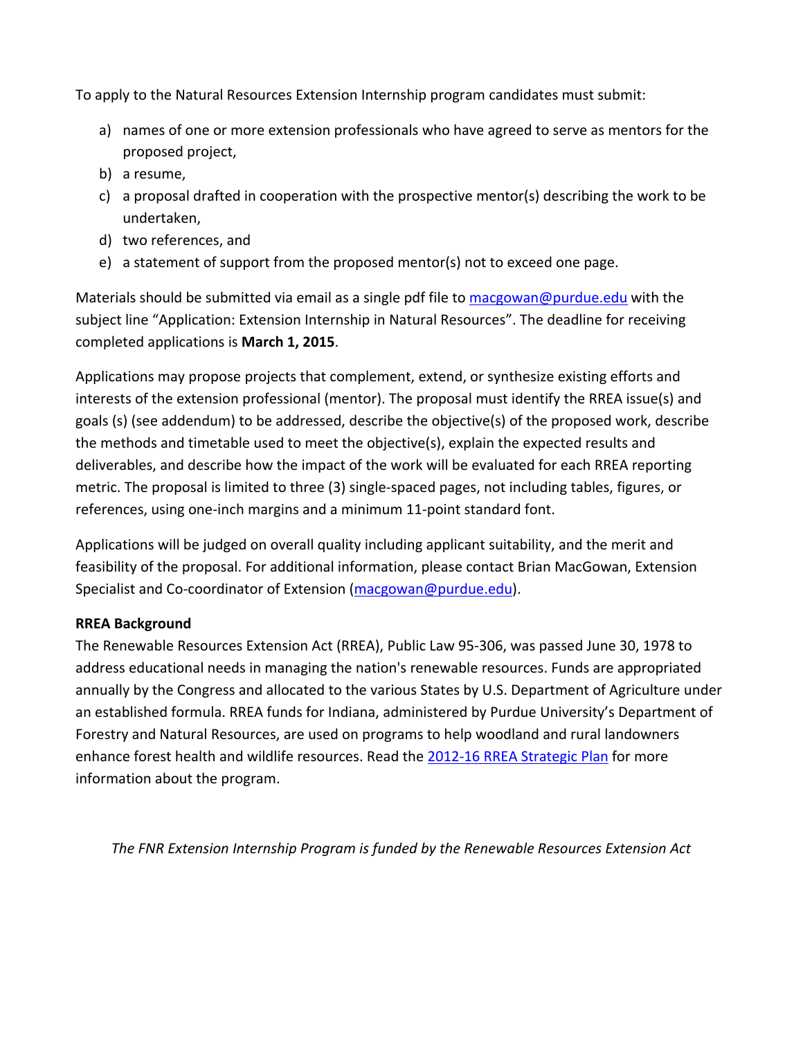To apply to the Natural Resources Extension Internship program candidates must submit:

a) names of one or more extension professionals who have agreed to serve as mentors for the proposed project,
b) a resume,
c) a proposal drafted in cooperation with the prospective mentor(s) describing the work to be undertaken,
d) two references, and
e) a statement of support from the proposed mentor(s) not to exceed one page.

Materials should be submitted via email as a single pdf file to macgowan@purdue.edu with the subject line "Application: Extension Internship in Natural Resources". The deadline for receiving completed applications is **March 1, 2015**.

Applications may propose projects that complement, extend, or synthesize existing efforts and interests of the extension professional (mentor). The proposal must identify the RREA issue(s) and goals (s) (see addendum) to be addressed, describe the objective(s) of the proposed work, describe the methods and timetable used to meet the objective(s), explain the expected results and deliverables, and describe how the impact of the work will be evaluated for each RREA reporting metric. The proposal is limited to three (3) single-spaced pages, not including tables, figures, or references, using one-inch margins and a minimum 11-point standard font.

Applications will be judged on overall quality including applicant suitability, and the merit and feasibility of the proposal. For additional information, please contact Brian MacGowan, Extension Specialist and Co-coordinator of Extension (macgowan@purdue.edu).

**RREA Background**

The Renewable Resources Extension Act (RREA), Public Law 95-306, was passed June 30, 1978 to address educational needs in managing the nation's renewable resources. Funds are appropriated annually by the Congress and allocated to the various States by U.S. Department of Agriculture under an established formula. RREA funds for Indiana, administered by Purdue University's Department of Forestry and Natural Resources, are used on programs to help woodland and rural landowners enhance forest health and wildlife resources. Read the 2012-16 RREA Strategic Plan for more information about the program.

*The FNR Extension Internship Program is funded by the Renewable Resources Extension Act*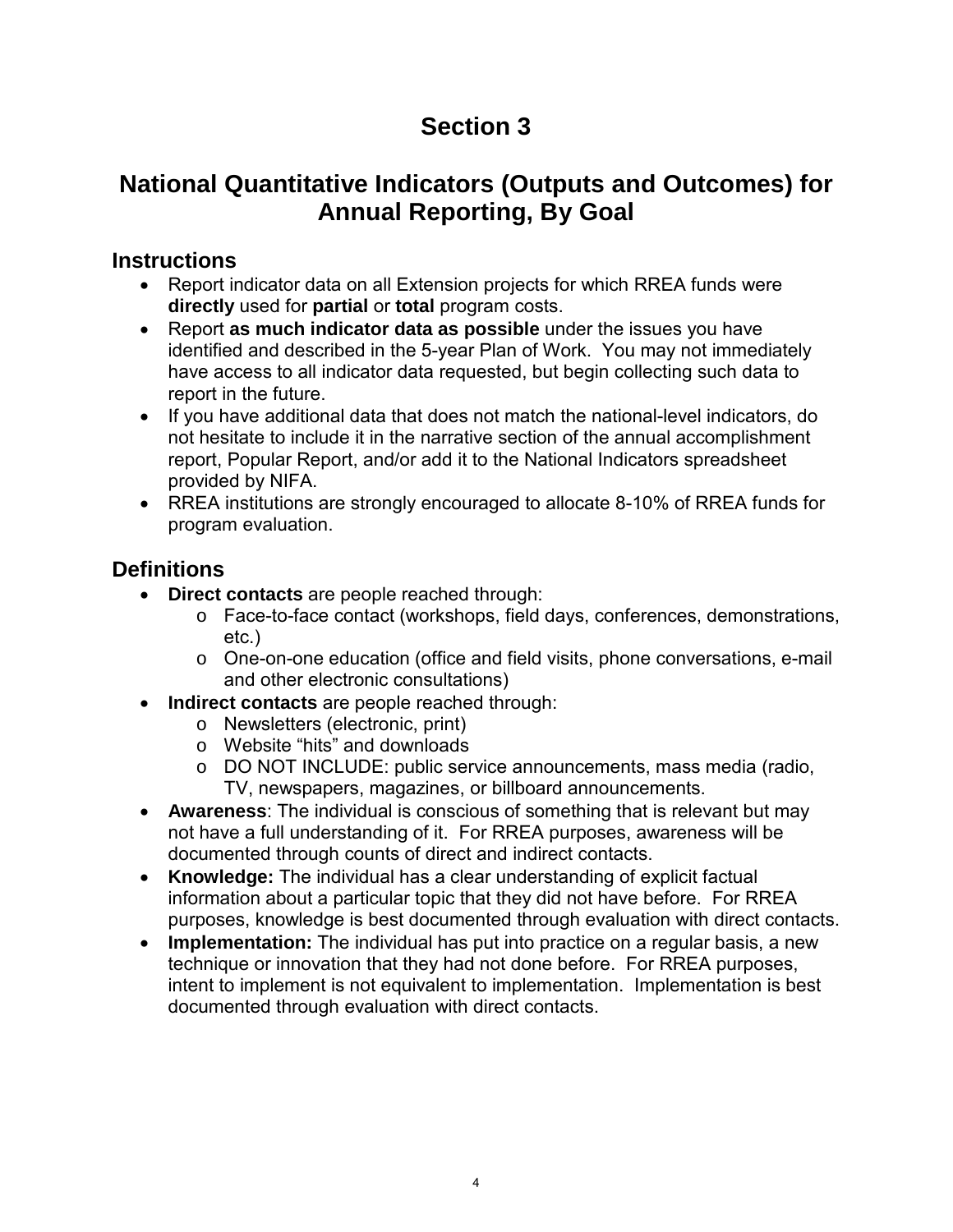# Section 3

## National Quantitative Indicators (Outputs and Outcomes) for Annual Reporting, By Goal

### Instructions

- Report indicator data on all Extension projects for which RREA funds were **directly** used for **partial** or **total** program costs.
- Report **as much indicator data as possible** under the issues you have identified and described in the 5-year Plan of Work. You may not immediately have access to all indicator data requested, but begin collecting such data to report in the future.
- If you have additional data that does not match the national-level indicators, do not hesitate to include it in the narrative section of the annual accomplishment report, Popular Report, and/or add it to the National Indicators spreadsheet provided by NIFA.
- RREA institutions are strongly encouraged to allocate 8-10% of RREA funds for program evaluation.

### Definitions

- **Direct contacts** are people reached through:
    - Face-to-face contact (workshops, field days, conferences, demonstrations, etc.)
    - One-on-one education (office and field visits, phone conversations, e-mail and other electronic consultations)
- **Indirect contacts** are people reached through:
    - Newsletters (electronic, print)
    - Website "hits" and downloads
    - DO NOT INCLUDE: public service announcements, mass media (radio, TV, newspapers, magazines, or billboard announcements.
- **Awareness**: The individual is conscious of something that is relevant but may not have a full understanding of it. For RREA purposes, awareness will be documented through counts of direct and indirect contacts.
- **Knowledge:** The individual has a clear understanding of explicit factual information about a particular topic that they did not have before. For RREA purposes, knowledge is best documented through evaluation with direct contacts.
- **Implementation:** The individual has put into practice on a regular basis, a new technique or innovation that they had not done before. For RREA purposes, intent to implement is not equivalent to implementation. Implementation is best documented through evaluation with direct contacts.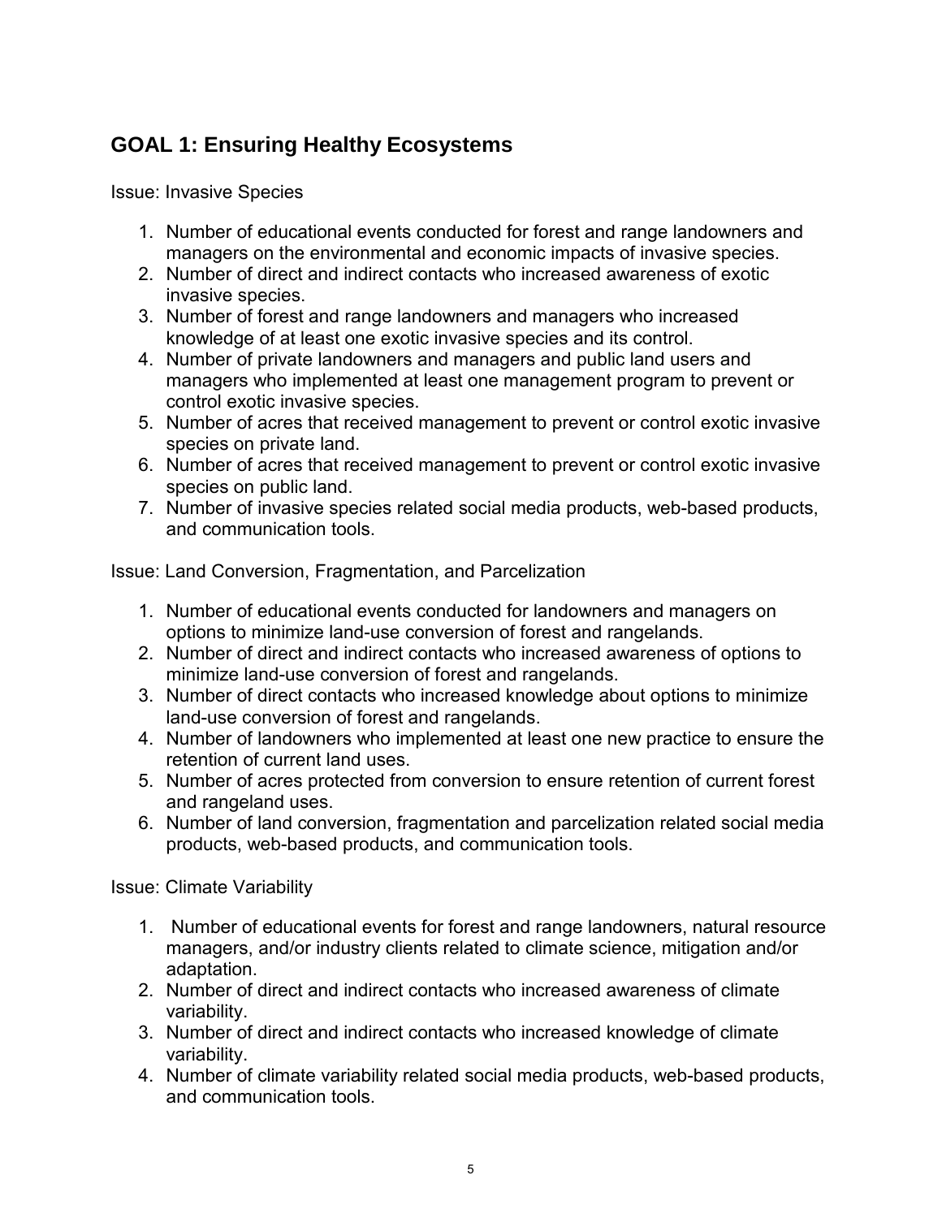## GOAL 1: Ensuring Healthy Ecosystems

Issue: Invasive Species

1. Number of educational events conducted for forest and range landowners and managers on the environmental and economic impacts of invasive species.
2. Number of direct and indirect contacts who increased awareness of exotic invasive species.
3. Number of forest and range landowners and managers who increased knowledge of at least one exotic invasive species and its control.
4. Number of private landowners and managers and public land users and managers who implemented at least one management program to prevent or control exotic invasive species.
5. Number of acres that received management to prevent or control exotic invasive species on private land.
6. Number of acres that received management to prevent or control exotic invasive species on public land.
7. Number of invasive species related social media products, web-based products, and communication tools.

Issue: Land Conversion, Fragmentation, and Parcelization

1. Number of educational events conducted for landowners and managers on options to minimize land-use conversion of forest and rangelands.
2. Number of direct and indirect contacts who increased awareness of options to minimize land-use conversion of forest and rangelands.
3. Number of direct contacts who increased knowledge about options to minimize land-use conversion of forest and rangelands.
4. Number of landowners who implemented at least one new practice to ensure the retention of current land uses.
5. Number of acres protected from conversion to ensure retention of current forest and rangeland uses.
6. Number of land conversion, fragmentation and parcelization related social media products, web-based products, and communication tools.

Issue: Climate Variability

1. Number of educational events for forest and range landowners, natural resource managers, and/or industry clients related to climate science, mitigation and/or adaptation.
2. Number of direct and indirect contacts who increased awareness of climate variability.
3. Number of direct and indirect contacts who increased knowledge of climate variability.
4. Number of climate variability related social media products, web-based products, and communication tools.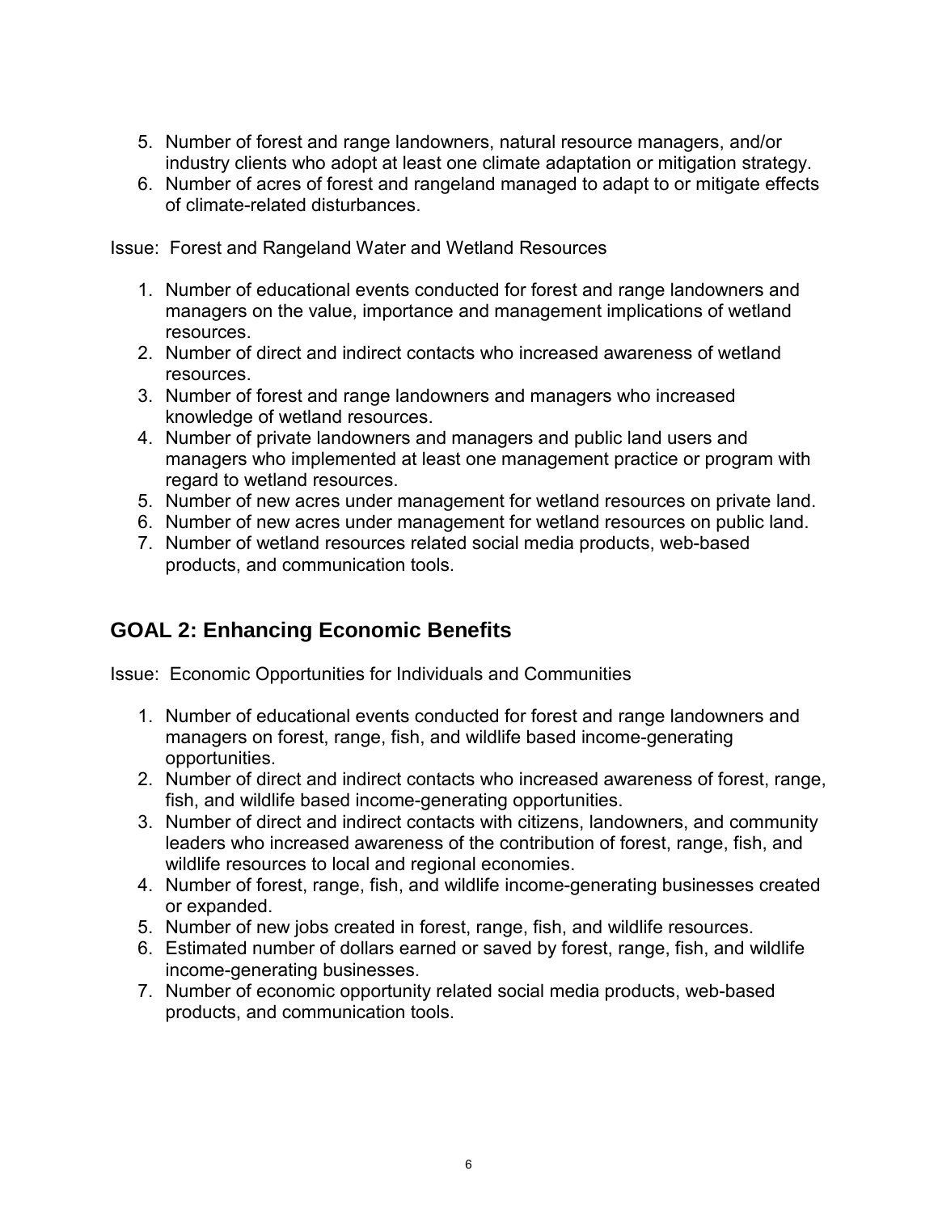5. Number of forest and range landowners, natural resource managers, and/or industry clients who adopt at least one climate adaptation or mitigation strategy.
6. Number of acres of forest and rangeland managed to adapt to or mitigate effects of climate-related disturbances.

Issue: Forest and Rangeland Water and Wetland Resources

1. Number of educational events conducted for forest and range landowners and managers on the value, importance and management implications of wetland resources.
2. Number of direct and indirect contacts who increased awareness of wetland resources.
3. Number of forest and range landowners and managers who increased knowledge of wetland resources.
4. Number of private landowners and managers and public land users and managers who implemented at least one management practice or program with regard to wetland resources.
5. Number of new acres under management for wetland resources on private land.
6. Number of new acres under management for wetland resources on public land.
7. Number of wetland resources related social media products, web-based products, and communication tools.

## GOAL 2: Enhancing Economic Benefits

Issue: Economic Opportunities for Individuals and Communities

1. Number of educational events conducted for forest and range landowners and managers on forest, range, fish, and wildlife based income-generating opportunities.
2. Number of direct and indirect contacts who increased awareness of forest, range, fish, and wildlife based income-generating opportunities.
3. Number of direct and indirect contacts with citizens, landowners, and community leaders who increased awareness of the contribution of forest, range, fish, and wildlife resources to local and regional economies.
4. Number of forest, range, fish, and wildlife income-generating businesses created or expanded.
5. Number of new jobs created in forest, range, fish, and wildlife resources.
6. Estimated number of dollars earned or saved by forest, range, fish, and wildlife income-generating businesses.
7. Number of economic opportunity related social media products, web-based products, and communication tools.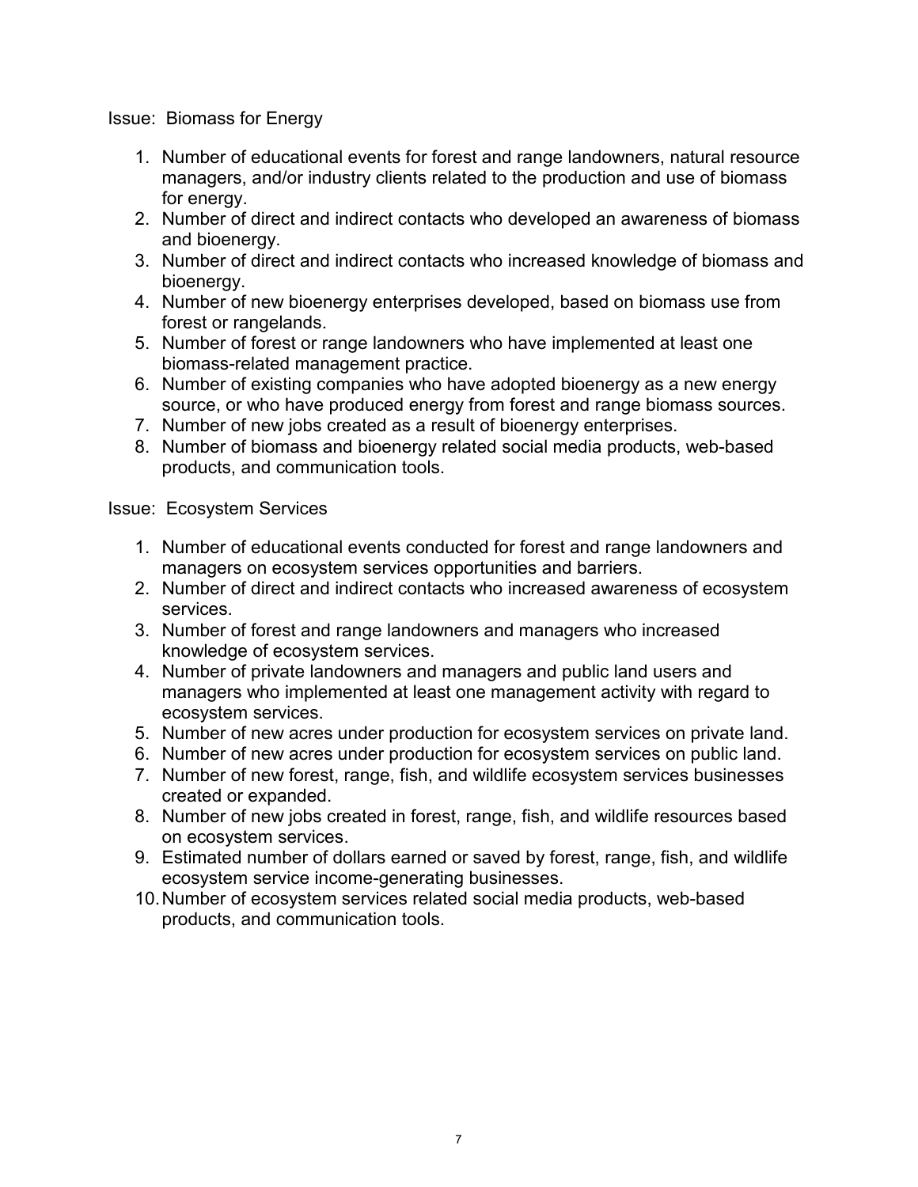Issue: Biomass for Energy

1. Number of educational events for forest and range landowners, natural resource managers, and/or industry clients related to the production and use of biomass for energy.
2. Number of direct and indirect contacts who developed an awareness of biomass and bioenergy.
3. Number of direct and indirect contacts who increased knowledge of biomass and bioenergy.
4. Number of new bioenergy enterprises developed, based on biomass use from forest or rangelands.
5. Number of forest or range landowners who have implemented at least one biomass-related management practice.
6. Number of existing companies who have adopted bioenergy as a new energy source, or who have produced energy from forest and range biomass sources.
7. Number of new jobs created as a result of bioenergy enterprises.
8. Number of biomass and bioenergy related social media products, web-based products, and communication tools.

Issue: Ecosystem Services

1. Number of educational events conducted for forest and range landowners and managers on ecosystem services opportunities and barriers.
2. Number of direct and indirect contacts who increased awareness of ecosystem services.
3. Number of forest and range landowners and managers who increased knowledge of ecosystem services.
4. Number of private landowners and managers and public land users and managers who implemented at least one management activity with regard to ecosystem services.
5. Number of new acres under production for ecosystem services on private land.
6. Number of new acres under production for ecosystem services on public land.
7. Number of new forest, range, fish, and wildlife ecosystem services businesses created or expanded.
8. Number of new jobs created in forest, range, fish, and wildlife resources based on ecosystem services.
9. Estimated number of dollars earned or saved by forest, range, fish, and wildlife ecosystem service income-generating businesses.
10. Number of ecosystem services related social media products, web-based products, and communication tools.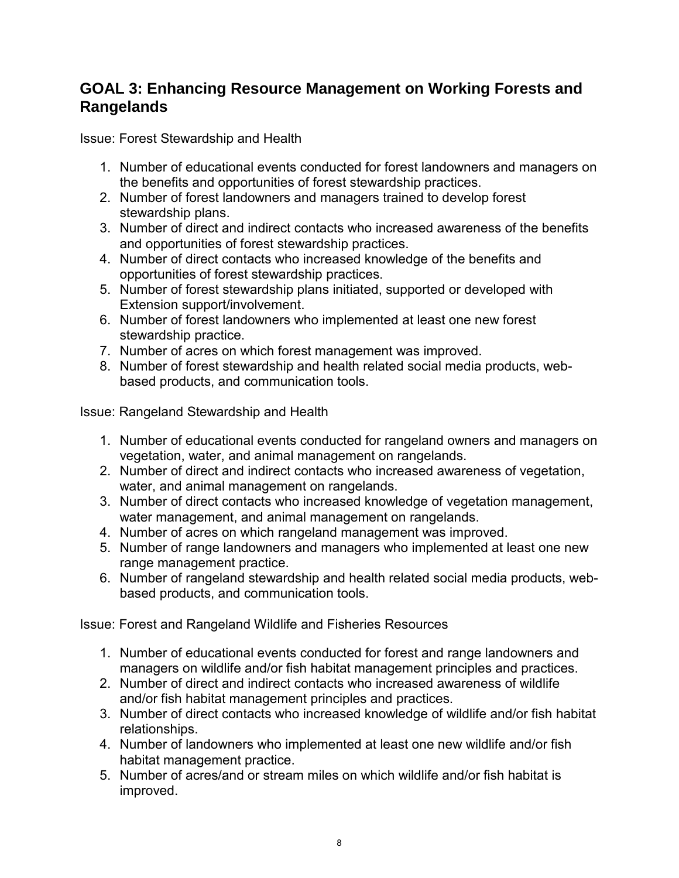## GOAL 3: Enhancing Resource Management on Working Forests and Rangelands

Issue: Forest Stewardship and Health

1. Number of educational events conducted for forest landowners and managers on the benefits and opportunities of forest stewardship practices.
2. Number of forest landowners and managers trained to develop forest stewardship plans.
3. Number of direct and indirect contacts who increased awareness of the benefits and opportunities of forest stewardship practices.
4. Number of direct contacts who increased knowledge of the benefits and opportunities of forest stewardship practices.
5. Number of forest stewardship plans initiated, supported or developed with Extension support/involvement.
6. Number of forest landowners who implemented at least one new forest stewardship practice.
7. Number of acres on which forest management was improved.
8. Number of forest stewardship and health related social media products, web-based products, and communication tools.

Issue: Rangeland Stewardship and Health

1. Number of educational events conducted for rangeland owners and managers on vegetation, water, and animal management on rangelands.
2. Number of direct and indirect contacts who increased awareness of vegetation, water, and animal management on rangelands.
3. Number of direct contacts who increased knowledge of vegetation management, water management, and animal management on rangelands.
4. Number of acres on which rangeland management was improved.
5. Number of range landowners and managers who implemented at least one new range management practice.
6. Number of rangeland stewardship and health related social media products, web-based products, and communication tools.

Issue: Forest and Rangeland Wildlife and Fisheries Resources

1. Number of educational events conducted for forest and range landowners and managers on wildlife and/or fish habitat management principles and practices.
2. Number of direct and indirect contacts who increased awareness of wildlife and/or fish habitat management principles and practices.
3. Number of direct contacts who increased knowledge of wildlife and/or fish habitat relationships.
4. Number of landowners who implemented at least one new wildlife and/or fish habitat management practice.
5. Number of acres/and or stream miles on which wildlife and/or fish habitat is improved.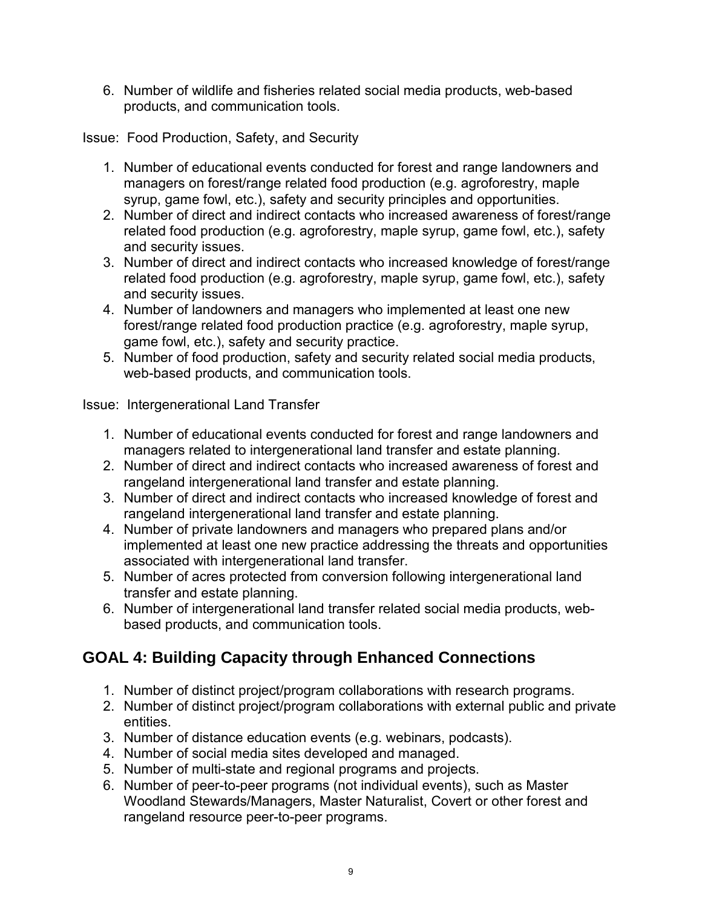6. Number of wildlife and fisheries related social media products, web-based products, and communication tools.

Issue: Food Production, Safety, and Security

1. Number of educational events conducted for forest and range landowners and managers on forest/range related food production (e.g. agroforestry, maple syrup, game fowl, etc.), safety and security principles and opportunities.
2. Number of direct and indirect contacts who increased awareness of forest/range related food production (e.g. agroforestry, maple syrup, game fowl, etc.), safety and security issues.
3. Number of direct and indirect contacts who increased knowledge of forest/range related food production (e.g. agroforestry, maple syrup, game fowl, etc.), safety and security issues.
4. Number of landowners and managers who implemented at least one new forest/range related food production practice (e.g. agroforestry, maple syrup, game fowl, etc.), safety and security practice.
5. Number of food production, safety and security related social media products, web-based products, and communication tools.

Issue: Intergenerational Land Transfer

1. Number of educational events conducted for forest and range landowners and managers related to intergenerational land transfer and estate planning.
2. Number of direct and indirect contacts who increased awareness of forest and rangeland intergenerational land transfer and estate planning.
3. Number of direct and indirect contacts who increased knowledge of forest and rangeland intergenerational land transfer and estate planning.
4. Number of private landowners and managers who prepared plans and/or implemented at least one new practice addressing the threats and opportunities associated with intergenerational land transfer.
5. Number of acres protected from conversion following intergenerational land transfer and estate planning.
6. Number of intergenerational land transfer related social media products, web-based products, and communication tools.

## GOAL 4: Building Capacity through Enhanced Connections

1. Number of distinct project/program collaborations with research programs.
2. Number of distinct project/program collaborations with external public and private entities.
3. Number of distance education events (e.g. webinars, podcasts).
4. Number of social media sites developed and managed.
5. Number of multi-state and regional programs and projects.
6. Number of peer-to-peer programs (not individual events), such as Master Woodland Stewards/Managers, Master Naturalist, Covert or other forest and rangeland resource peer-to-peer programs.